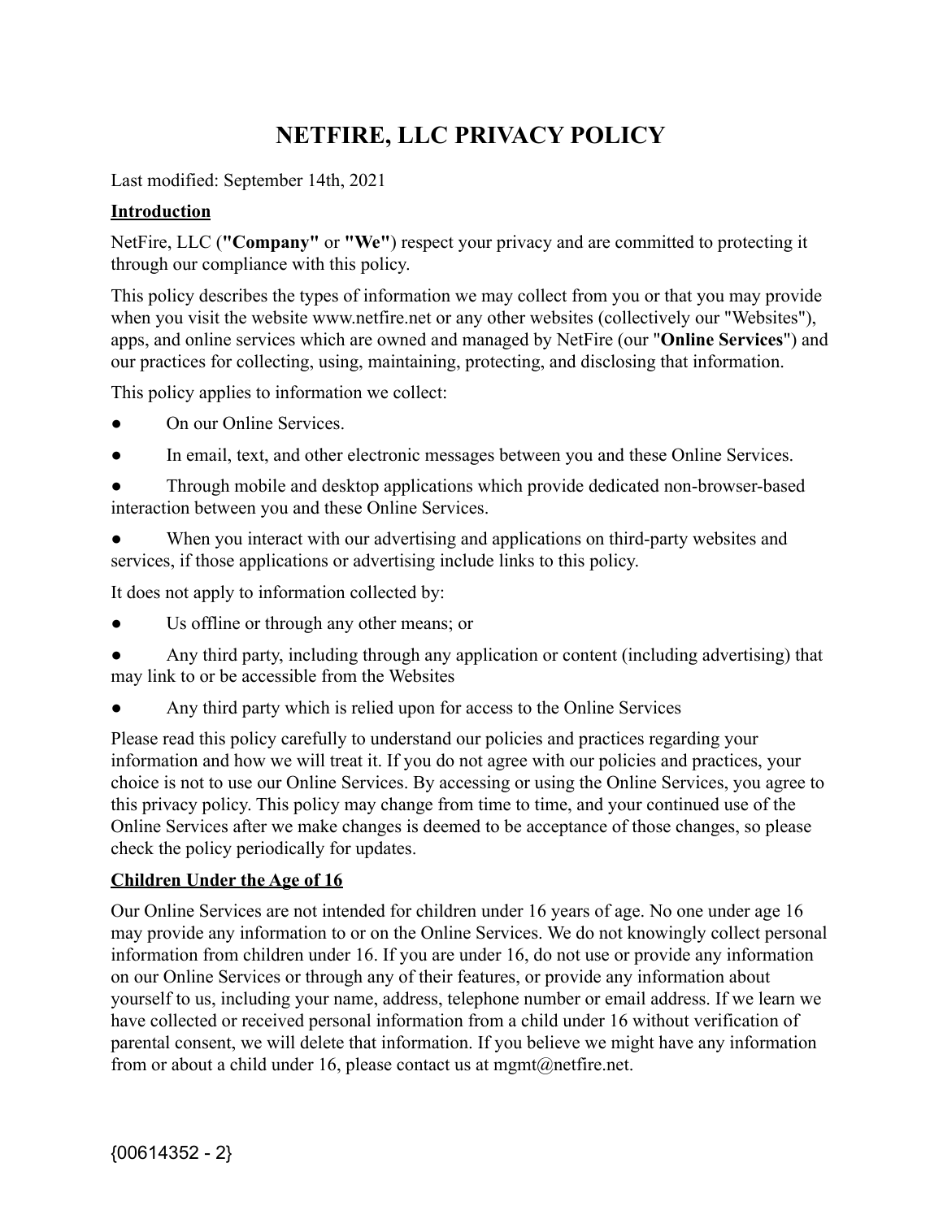# NETFIRE, LLC PRIVACY POLICY

Last modified: September 14th, 2021

**Introduction**

NetFire, LLC (**"Company"** or **"We"**) respect your privacy and are committed to protecting it through our compliance with this policy.

This policy describes the types of information we may collect from you or that you may provide when you visit the website www.netfire.net or any other websites (collectively our "Websites"), apps, and online services which are owned and managed by NetFire (our "**Online Services**") and our practices for collecting, using, maintaining, protecting, and disclosing that information.

This policy applies to information we collect:

- On our Online Services.
- In email, text, and other electronic messages between you and these Online Services.
- Through mobile and desktop applications which provide dedicated non-browser-based interaction between you and these Online Services.
- When you interact with our advertising and applications on third-party websites and services, if those applications or advertising include links to this policy.

It does not apply to information collected by:

- Us offline or through any other means; or
- Any third party, including through any application or content (including advertising) that may link to or be accessible from the Websites
- Any third party which is relied upon for access to the Online Services

Please read this policy carefully to understand our policies and practices regarding your information and how we will treat it. If you do not agree with our policies and practices, your choice is not to use our Online Services. By accessing or using the Online Services, you agree to this privacy policy. This policy may change from time to time, and your continued use of the Online Services after we make changes is deemed to be acceptance of those changes, so please check the policy periodically for updates.

**Children Under the Age of 16**

Our Online Services are not intended for children under 16 years of age. No one under age 16 may provide any information to or on the Online Services. We do not knowingly collect personal information from children under 16. If you are under 16, do not use or provide any information on our Online Services or through any of their features, or provide any information about yourself to us, including your name, address, telephone number or email address. If we learn we have collected or received personal information from a child under 16 without verification of parental consent, we will delete that information. If you believe we might have any information from or about a child under 16, please contact us at mgmt@netfire.net.

{00614352 - 2}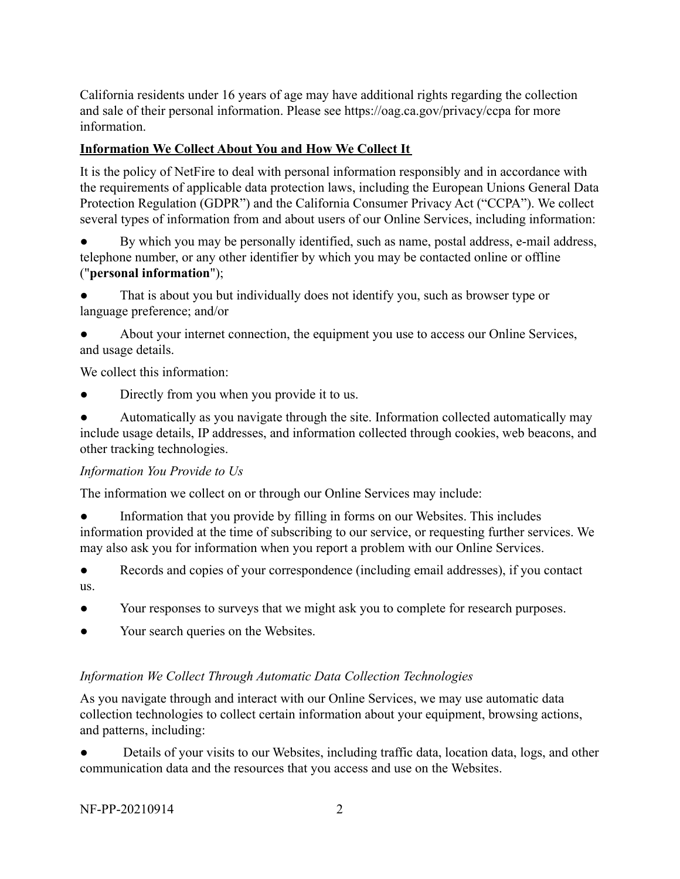California residents under 16 years of age may have additional rights regarding the collection and sale of their personal information. Please see https://oag.ca.gov/privacy/ccpa for more information.

## Information We Collect About You and How We Collect It

It is the policy of NetFire to deal with personal information responsibly and in accordance with the requirements of applicable data protection laws, including the European Unions General Data Protection Regulation (GDPR") and the California Consumer Privacy Act ("CCPA"). We collect several types of information from and about users of our Online Services, including information:

- By which you may be personally identified, such as name, postal address, e-mail address, telephone number, or any other identifier by which you may be contacted online or offline ("**personal information**");
- That is about you but individually does not identify you, such as browser type or language preference; and/or
- About your internet connection, the equipment you use to access our Online Services, and usage details.

We collect this information:

- Directly from you when you provide it to us.
- Automatically as you navigate through the site. Information collected automatically may include usage details, IP addresses, and information collected through cookies, web beacons, and other tracking technologies.

### *Information You Provide to Us*

The information we collect on or through our Online Services may include:

- Information that you provide by filling in forms on our Websites. This includes information provided at the time of subscribing to our service, or requesting further services. We may also ask you for information when you report a problem with our Online Services.
- Records and copies of your correspondence (including email addresses), if you contact us.
- Your responses to surveys that we might ask you to complete for research purposes.
- Your search queries on the Websites.

### *Information We Collect Through Automatic Data Collection Technologies*

As you navigate through and interact with our Online Services, we may use automatic data collection technologies to collect certain information about your equipment, browsing actions, and patterns, including:

- Details of your visits to our Websites, including traffic data, location data, logs, and other communication data and the resources that you access and use on the Websites.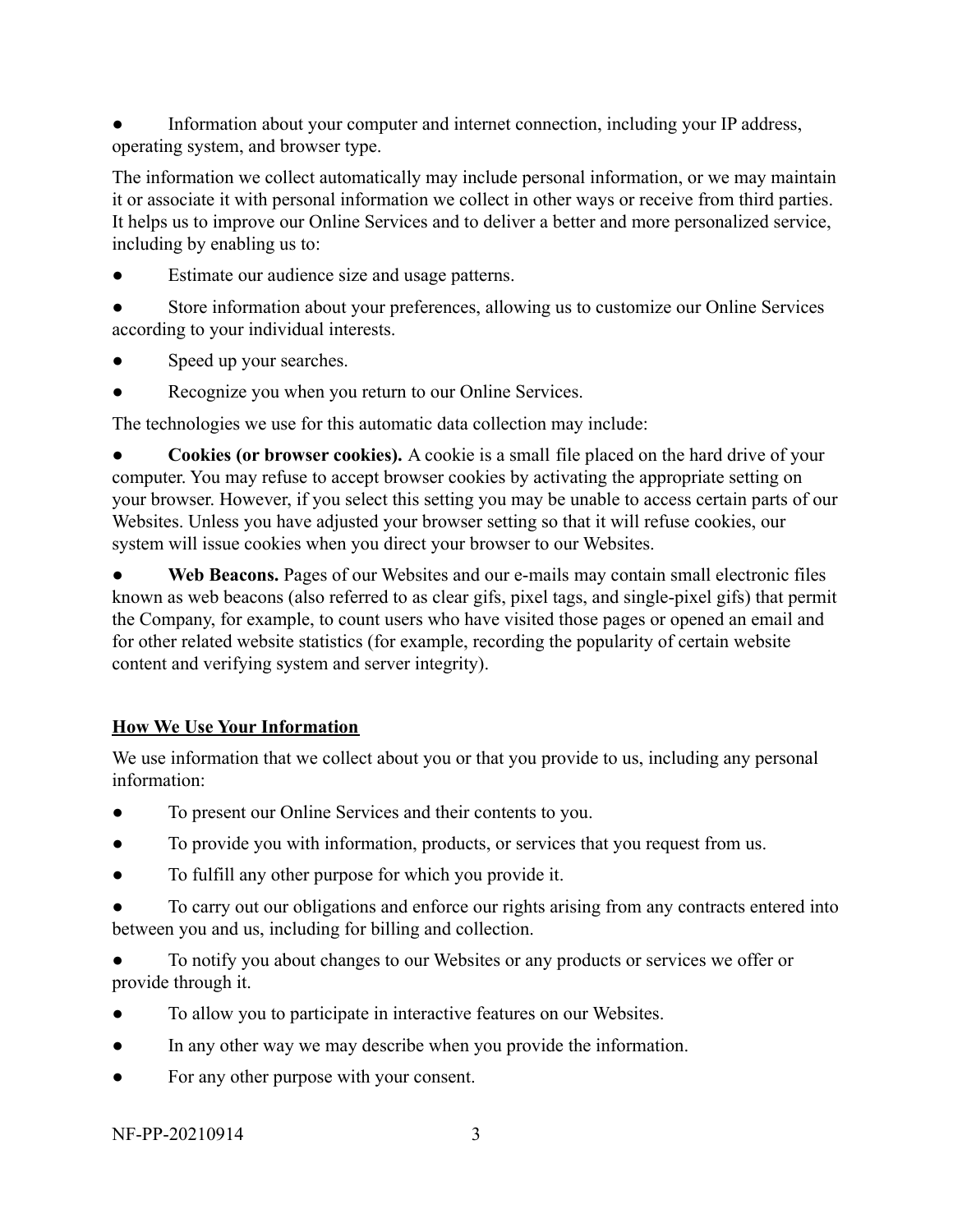- Information about your computer and internet connection, including your IP address, operating system, and browser type.

The information we collect automatically may include personal information, or we may maintain it or associate it with personal information we collect in other ways or receive from third parties. It helps us to improve our Online Services and to deliver a better and more personalized service, including by enabling us to:

- Estimate our audience size and usage patterns.
- Store information about your preferences, allowing us to customize our Online Services according to your individual interests.
- Speed up your searches.
- Recognize you when you return to our Online Services.

The technologies we use for this automatic data collection may include:

- **Cookies (or browser cookies).** A cookie is a small file placed on the hard drive of your computer. You may refuse to accept browser cookies by activating the appropriate setting on your browser. However, if you select this setting you may be unable to access certain parts of our Websites. Unless you have adjusted your browser setting so that it will refuse cookies, our system will issue cookies when you direct your browser to our Websites.
- **Web Beacons.** Pages of our Websites and our e-mails may contain small electronic files known as web beacons (also referred to as clear gifs, pixel tags, and single-pixel gifs) that permit the Company, for example, to count users who have visited those pages or opened an email and for other related website statistics (for example, recording the popularity of certain website content and verifying system and server integrity).

## How We Use Your Information

We use information that we collect about you or that you provide to us, including any personal information:

- To present our Online Services and their contents to you.
- To provide you with information, products, or services that you request from us.
- To fulfill any other purpose for which you provide it.
- To carry out our obligations and enforce our rights arising from any contracts entered into between you and us, including for billing and collection.
- To notify you about changes to our Websites or any products or services we offer or provide through it.
- To allow you to participate in interactive features on our Websites.
- In any other way we may describe when you provide the information.
- For any other purpose with your consent.

NF-PP-20210914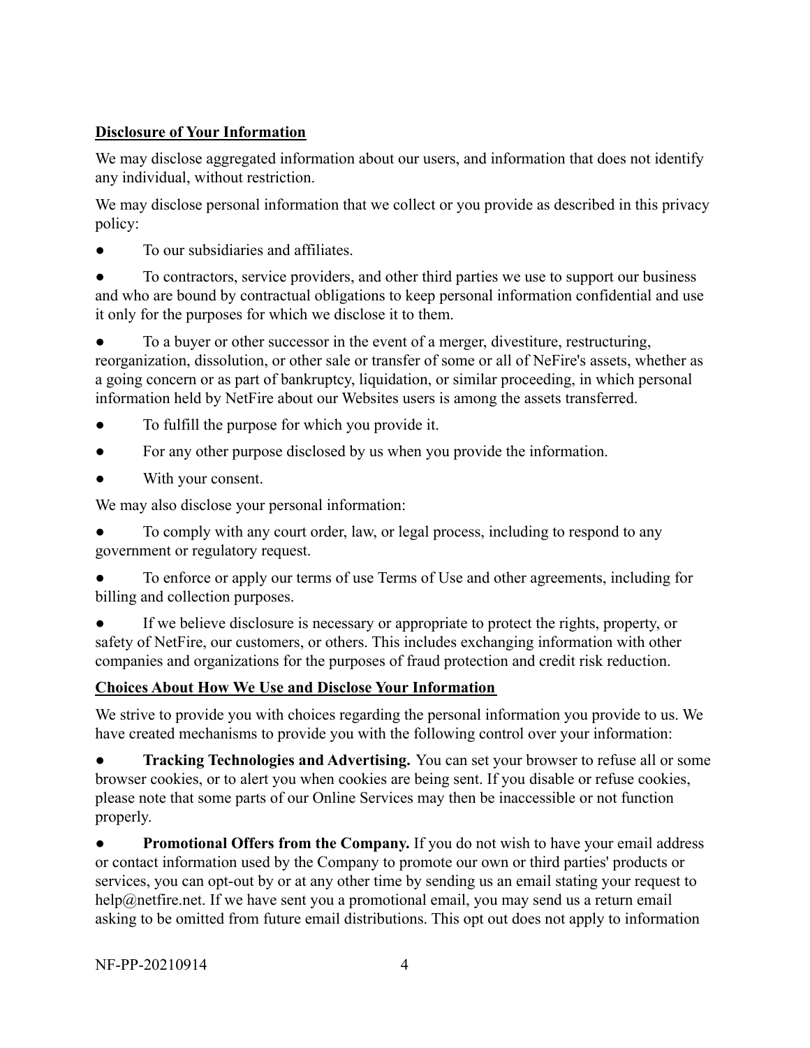**Disclosure of Your Information**

We may disclose aggregated information about our users, and information that does not identify any individual, without restriction.

We may disclose personal information that we collect or you provide as described in this privacy policy:

- To our subsidiaries and affiliates.
- To contractors, service providers, and other third parties we use to support our business and who are bound by contractual obligations to keep personal information confidential and use it only for the purposes for which we disclose it to them.
- To a buyer or other successor in the event of a merger, divestiture, restructuring, reorganization, dissolution, or other sale or transfer of some or all of NeFire's assets, whether as a going concern or as part of bankruptcy, liquidation, or similar proceeding, in which personal information held by NetFire about our Websites users is among the assets transferred.
- To fulfill the purpose for which you provide it.
- For any other purpose disclosed by us when you provide the information.
- With your consent.

We may also disclose your personal information:

- To comply with any court order, law, or legal process, including to respond to any government or regulatory request.
- To enforce or apply our terms of use Terms of Use and other agreements, including for billing and collection purposes.
- If we believe disclosure is necessary or appropriate to protect the rights, property, or safety of NetFire, our customers, or others. This includes exchanging information with other companies and organizations for the purposes of fraud protection and credit risk reduction.

**Choices About How We Use and Disclose Your Information**

We strive to provide you with choices regarding the personal information you provide to us. We have created mechanisms to provide you with the following control over your information:

- **Tracking Technologies and Advertising.** You can set your browser to refuse all or some browser cookies, or to alert you when cookies are being sent. If you disable or refuse cookies, please note that some parts of our Online Services may then be inaccessible or not function properly.
- **Promotional Offers from the Company.** If you do not wish to have your email address or contact information used by the Company to promote our own or third parties' products or services, you can opt-out by or at any other time by sending us an email stating your request to help@netfire.net. If we have sent you a promotional email, you may send us a return email asking to be omitted from future email distributions. This opt out does not apply to information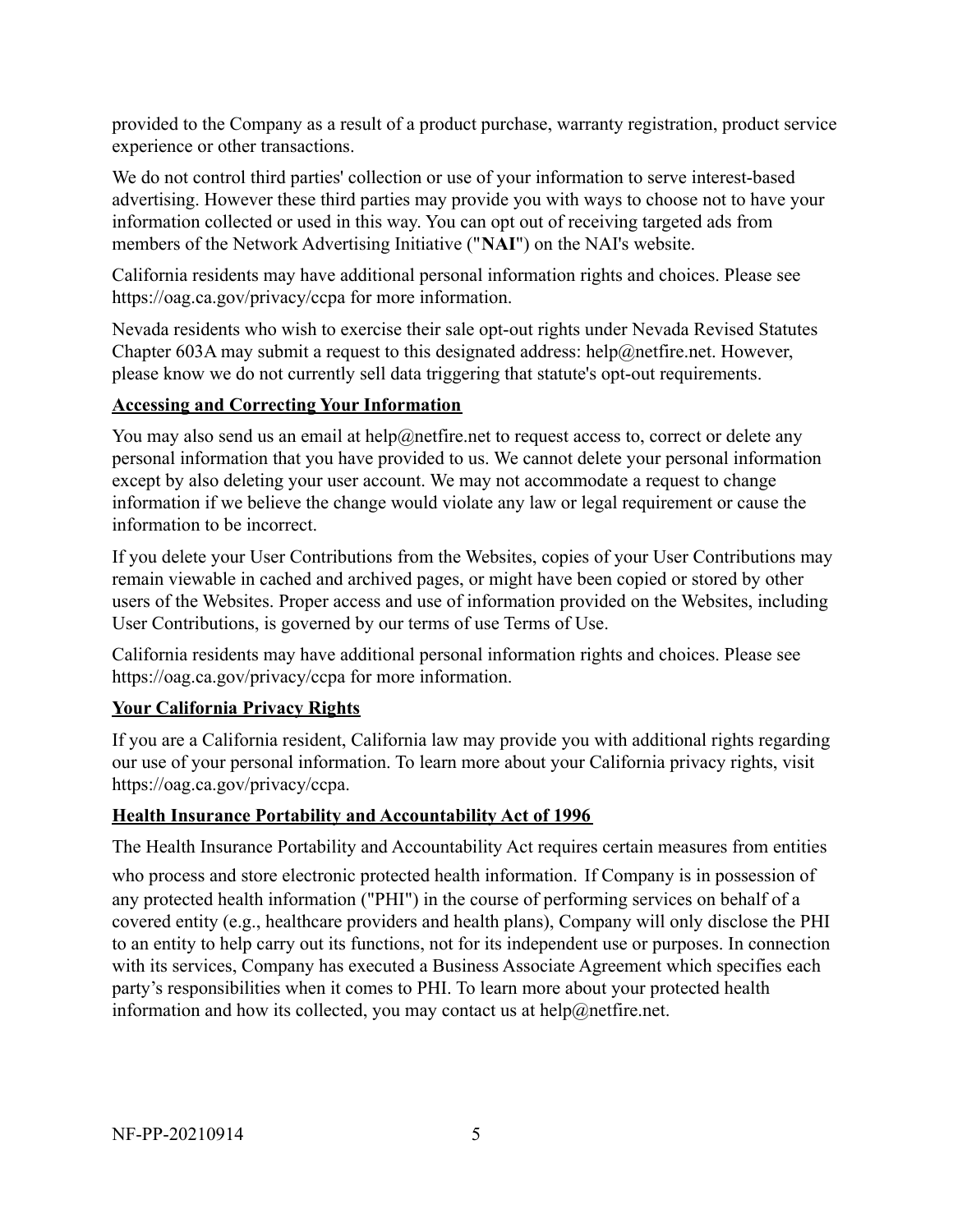provided to the Company as a result of a product purchase, warranty registration, product service experience or other transactions.

We do not control third parties' collection or use of your information to serve interest-based advertising. However these third parties may provide you with ways to choose not to have your information collected or used in this way. You can opt out of receiving targeted ads from members of the Network Advertising Initiative ("**NAI**") on the NAI's website.

California residents may have additional personal information rights and choices. Please see https://oag.ca.gov/privacy/ccpa for more information.

Nevada residents who wish to exercise their sale opt-out rights under Nevada Revised Statutes Chapter 603A may submit a request to this designated address: help@netfire.net. However, please know we do not currently sell data triggering that statute's opt-out requirements.

## Accessing and Correcting Your Information

You may also send us an email at help@netfire.net to request access to, correct or delete any personal information that you have provided to us. We cannot delete your personal information except by also deleting your user account. We may not accommodate a request to change information if we believe the change would violate any law or legal requirement or cause the information to be incorrect.

If you delete your User Contributions from the Websites, copies of your User Contributions may remain viewable in cached and archived pages, or might have been copied or stored by other users of the Websites. Proper access and use of information provided on the Websites, including User Contributions, is governed by our terms of use Terms of Use.

California residents may have additional personal information rights and choices. Please see https://oag.ca.gov/privacy/ccpa for more information.

## Your California Privacy Rights

If you are a California resident, California law may provide you with additional rights regarding our use of your personal information. To learn more about your California privacy rights, visit https://oag.ca.gov/privacy/ccpa.

## Health Insurance Portability and Accountability Act of 1996

The Health Insurance Portability and Accountability Act requires certain measures from entities who process and store electronic protected health information. If Company is in possession of any protected health information ("PHI") in the course of performing services on behalf of a covered entity (e.g., healthcare providers and health plans), Company will only disclose the PHI to an entity to help carry out its functions, not for its independent use or purposes. In connection with its services, Company has executed a Business Associate Agreement which specifies each party's responsibilities when it comes to PHI. To learn more about your protected health information and how its collected, you may contact us at help@netfire.net.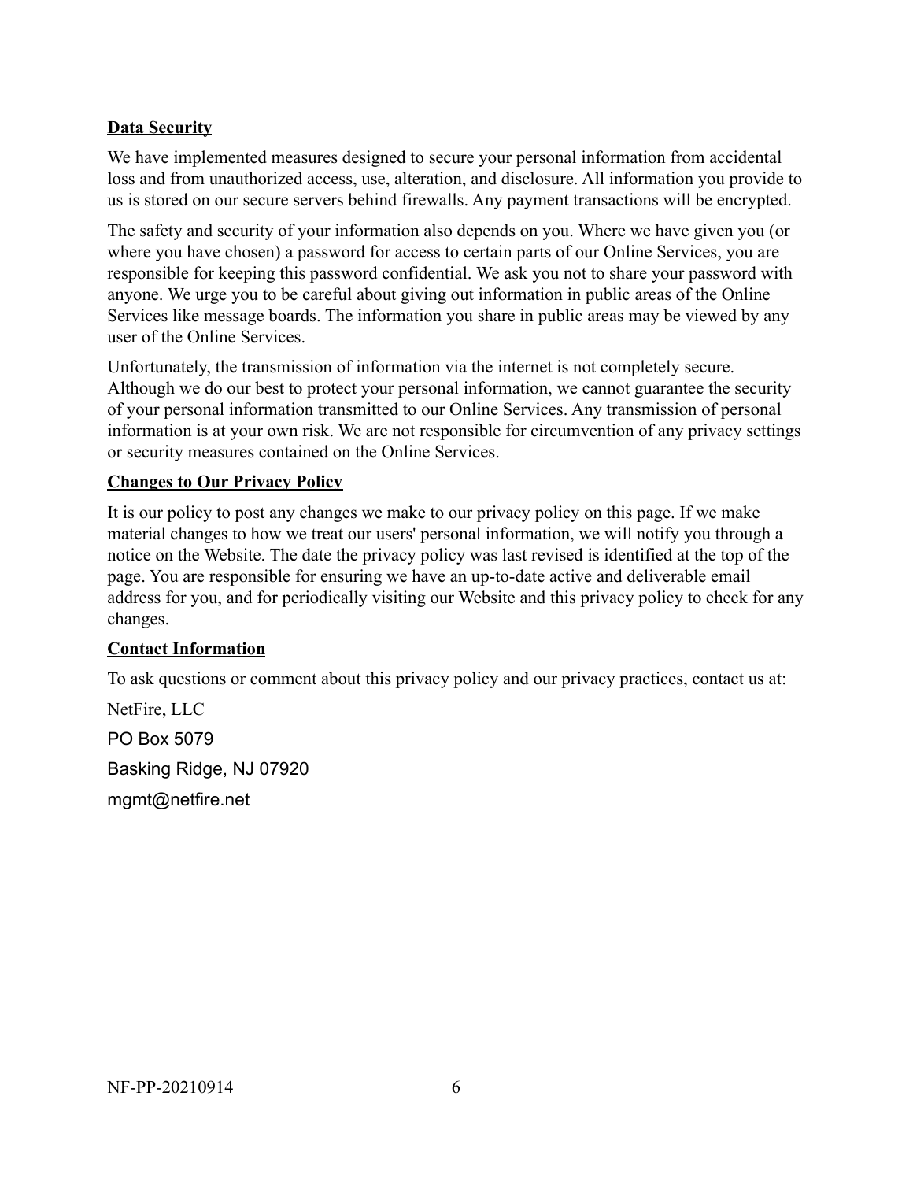**Data Security**

We have implemented measures designed to secure your personal information from accidental loss and from unauthorized access, use, alteration, and disclosure. All information you provide to us is stored on our secure servers behind firewalls. Any payment transactions will be encrypted.

The safety and security of your information also depends on you. Where we have given you (or where you have chosen) a password for access to certain parts of our Online Services, you are responsible for keeping this password confidential. We ask you not to share your password with anyone. We urge you to be careful about giving out information in public areas of the Online Services like message boards. The information you share in public areas may be viewed by any user of the Online Services.

Unfortunately, the transmission of information via the internet is not completely secure. Although we do our best to protect your personal information, we cannot guarantee the security of your personal information transmitted to our Online Services. Any transmission of personal information is at your own risk. We are not responsible for circumvention of any privacy settings or security measures contained on the Online Services.

**Changes to Our Privacy Policy**

It is our policy to post any changes we make to our privacy policy on this page. If we make material changes to how we treat our users' personal information, we will notify you through a notice on the Website. The date the privacy policy was last revised is identified at the top of the page. You are responsible for ensuring we have an up-to-date active and deliverable email address for you, and for periodically visiting our Website and this privacy policy to check for any changes.

**Contact Information**

To ask questions or comment about this privacy policy and our privacy practices, contact us at:

NetFire, LLC

PO Box 5079

Basking Ridge, NJ 07920

mgmt@netfire.net

NF-PP-20210914